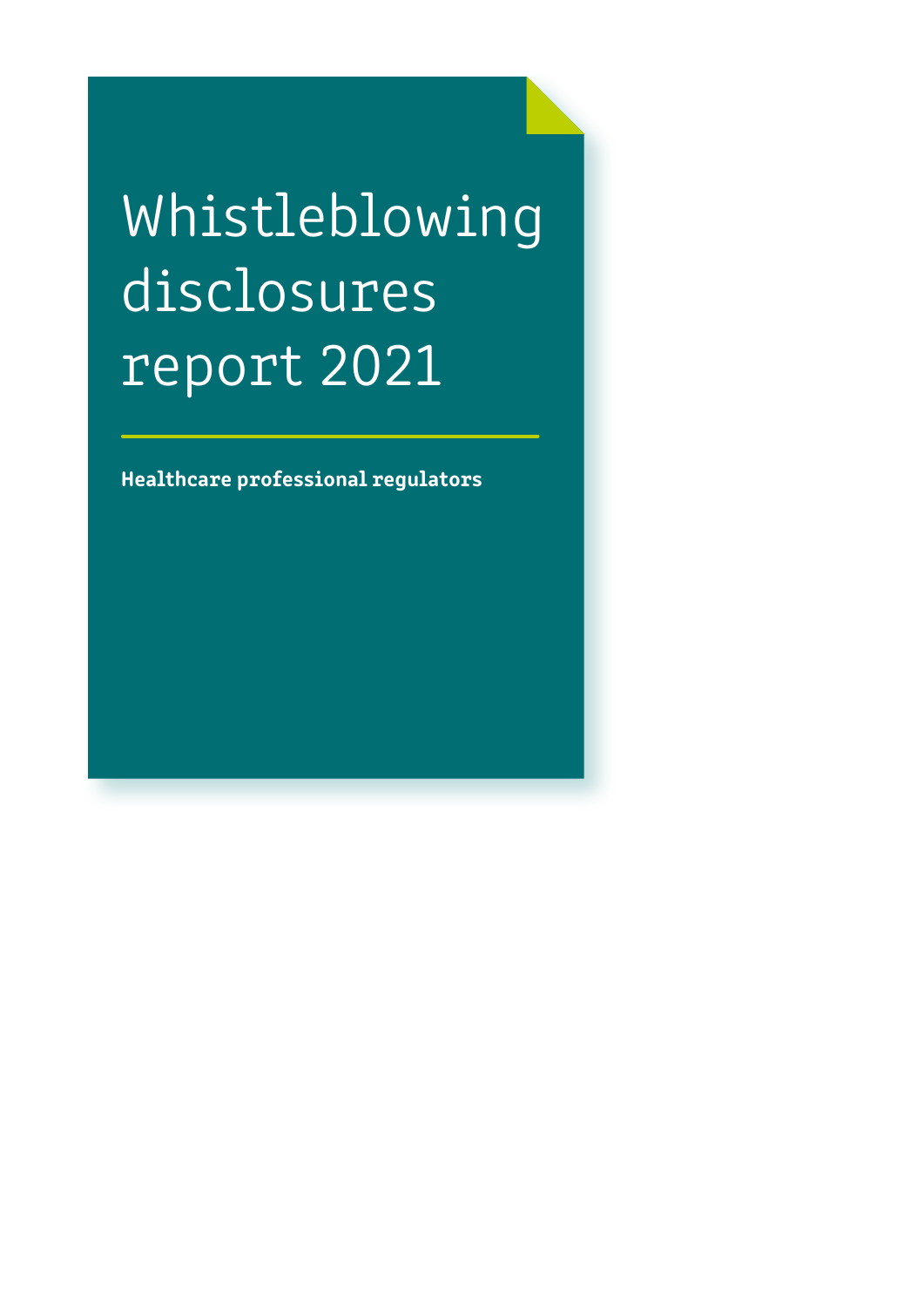# Whistleblowing disclosures report 2021

**Healthcare professional regulators**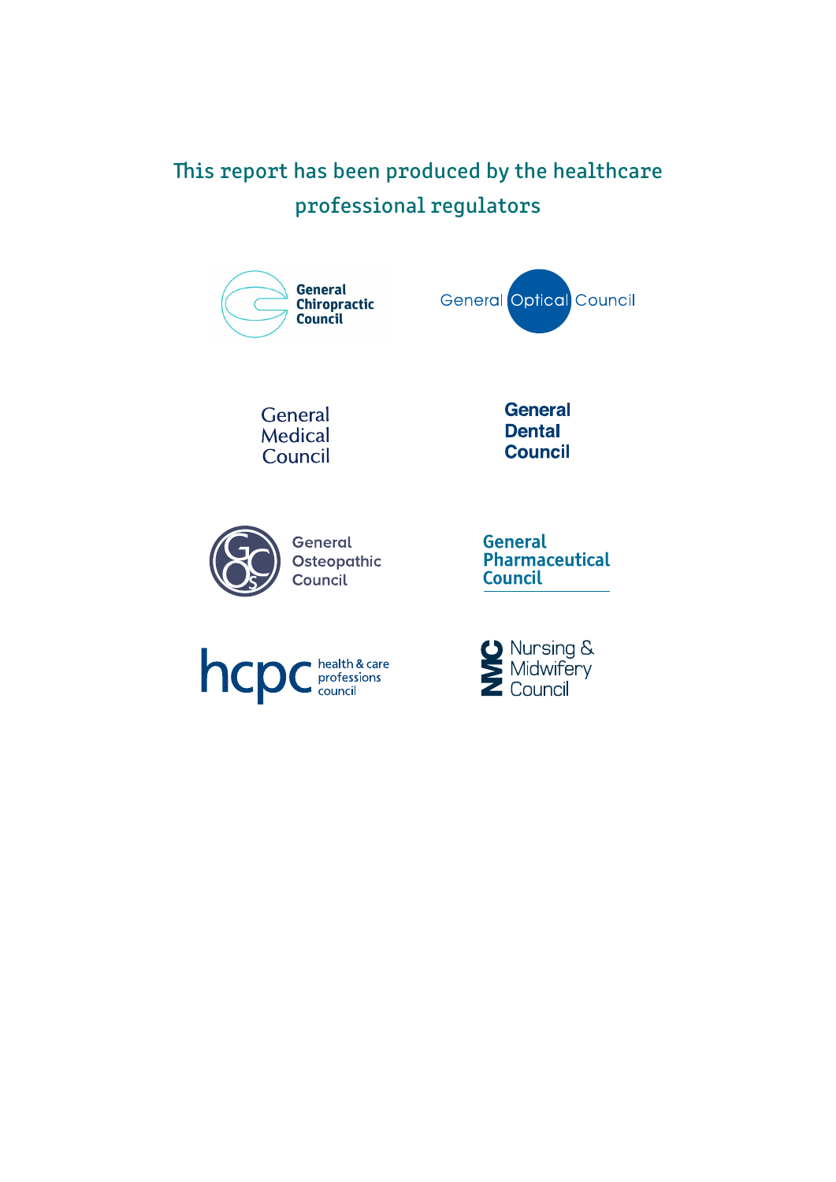This report has been produced by the healthcare professional regulators

General Chiropractic Council

General Optical Council

General Medical Council

General Dental Council

General Osteopathic Council

General Pharmaceutical Council

hcpc health & care professions council

Nursing & Midwifery Council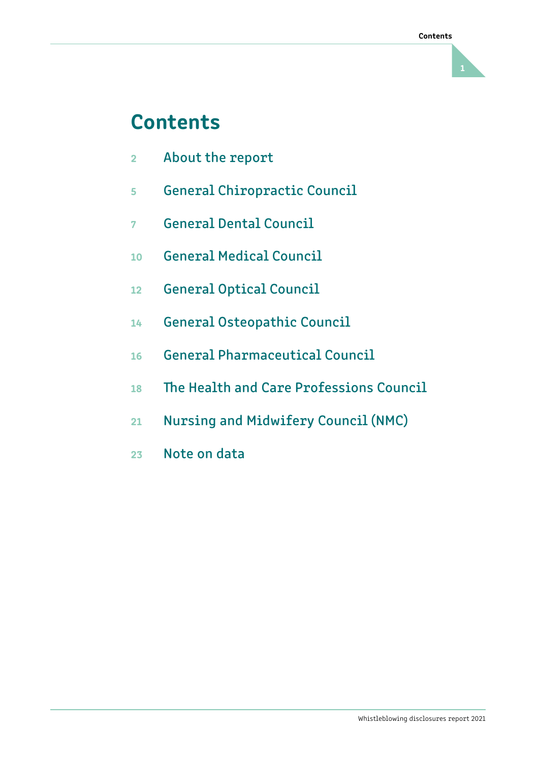# Contents

2 About the report

5 General Chiropractic Council

7 General Dental Council

10 General Medical Council

12 General Optical Council

14 General Osteopathic Council

16 General Pharmaceutical Council

18 The Health and Care Professions Council

21 Nursing and Midwifery Council (NMC)

23 Note on data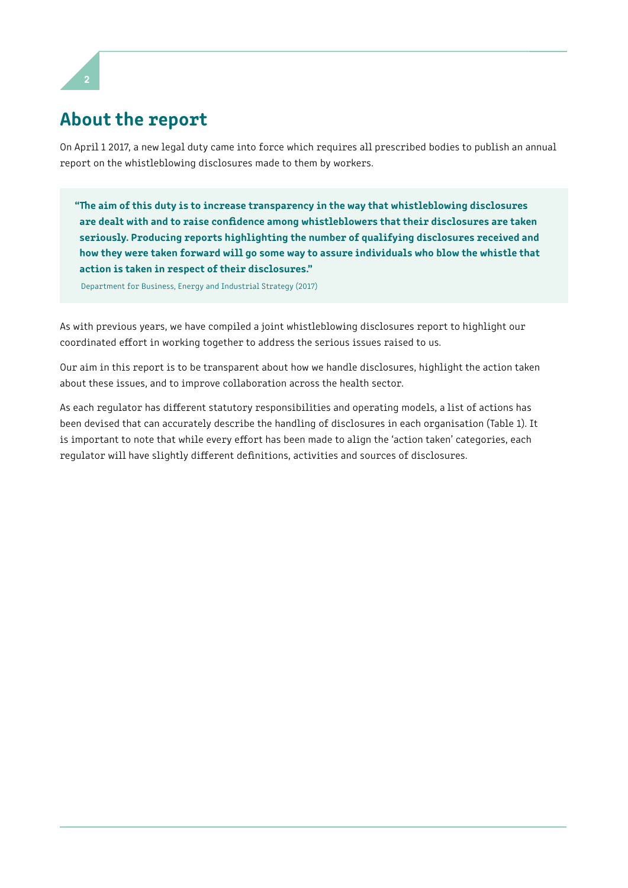# About the report

On April 1 2017, a new legal duty came into force which requires all prescribed bodies to publish an annual report on the whistleblowing disclosures made to them by workers.

> **"The aim of this duty is to increase transparency in the way that whistleblowing disclosures are dealt with and to raise confidence among whistleblowers that their disclosures are taken seriously. Producing reports highlighting the number of qualifying disclosures received and how they were taken forward will go some way to assure individuals who blow the whistle that action is taken in respect of their disclosures."**
>
> Department for Business, Energy and Industrial Strategy (2017)

As with previous years, we have compiled a joint whistleblowing disclosures report to highlight our coordinated effort in working together to address the serious issues raised to us.

Our aim in this report is to be transparent about how we handle disclosures, highlight the action taken about these issues, and to improve collaboration across the health sector.

As each regulator has different statutory responsibilities and operating models, a list of actions has been devised that can accurately describe the handling of disclosures in each organisation (Table 1). It is important to note that while every effort has been made to align the 'action taken' categories, each regulator will have slightly different definitions, activities and sources of disclosures.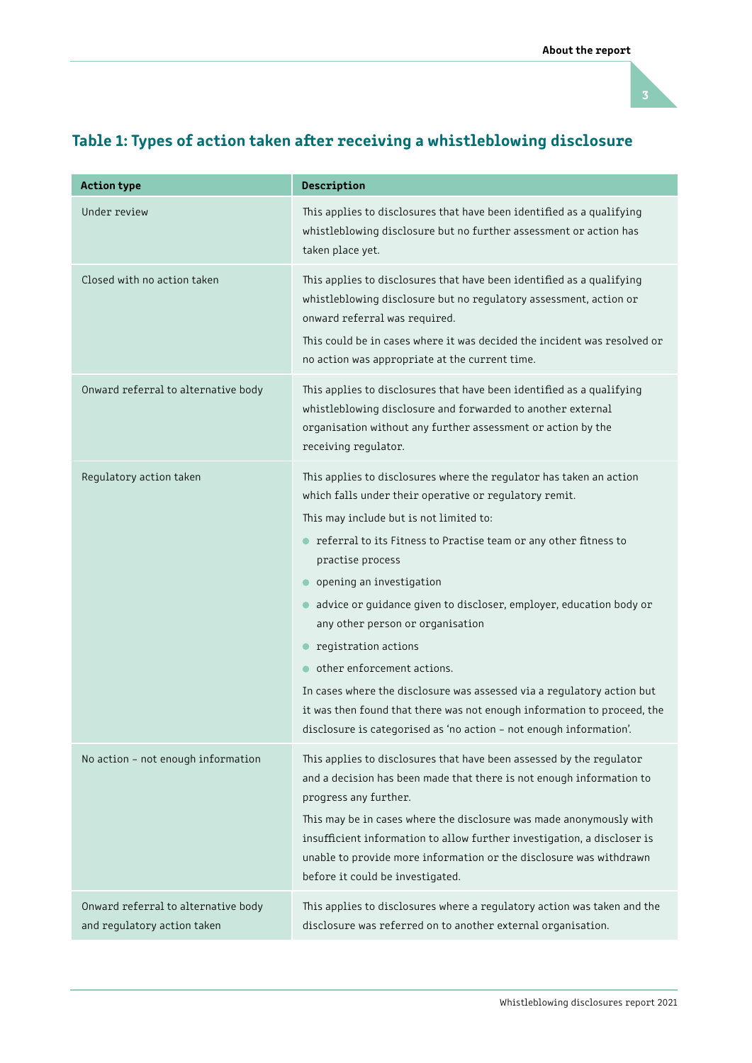## Table 1: Types of action taken after receiving a whistleblowing disclosure

| Action type | Description |
|---|---|
| Under review | This applies to disclosures that have been identified as a qualifying whistleblowing disclosure but no further assessment or action has taken place yet. |
| Closed with no action taken | This applies to disclosures that have been identified as a qualifying whistleblowing disclosure but no regulatory assessment, action or onward referral was required.<br>This could be in cases where it was decided the incident was resolved or no action was appropriate at the current time. |
| Onward referral to alternative body | This applies to disclosures that have been identified as a qualifying whistleblowing disclosure and forwarded to another external organisation without any further assessment or action by the receiving regulator. |
| Regulatory action taken | This applies to disclosures where the regulator has taken an action which falls under their operative or regulatory remit.<br>This may include but is not limited to:<br>• referral to its Fitness to Practise team or any other fitness to practise process<br>• opening an investigation<br>• advice or guidance given to discloser, employer, education body or any other person or organisation<br>• registration actions<br>• other enforcement actions.<br>In cases where the disclosure was assessed via a regulatory action but it was then found that there was not enough information to proceed, the disclosure is categorised as 'no action – not enough information'. |
| No action – not enough information | This applies to disclosures that have been assessed by the regulator and a decision has been made that there is not enough information to progress any further.<br>This may be in cases where the disclosure was made anonymously with insufficient information to allow further investigation, a discloser is unable to provide more information or the disclosure was withdrawn before it could be investigated. |
| Onward referral to alternative body and regulatory action taken | This applies to disclosures where a regulatory action was taken and the disclosure was referred on to another external organisation. |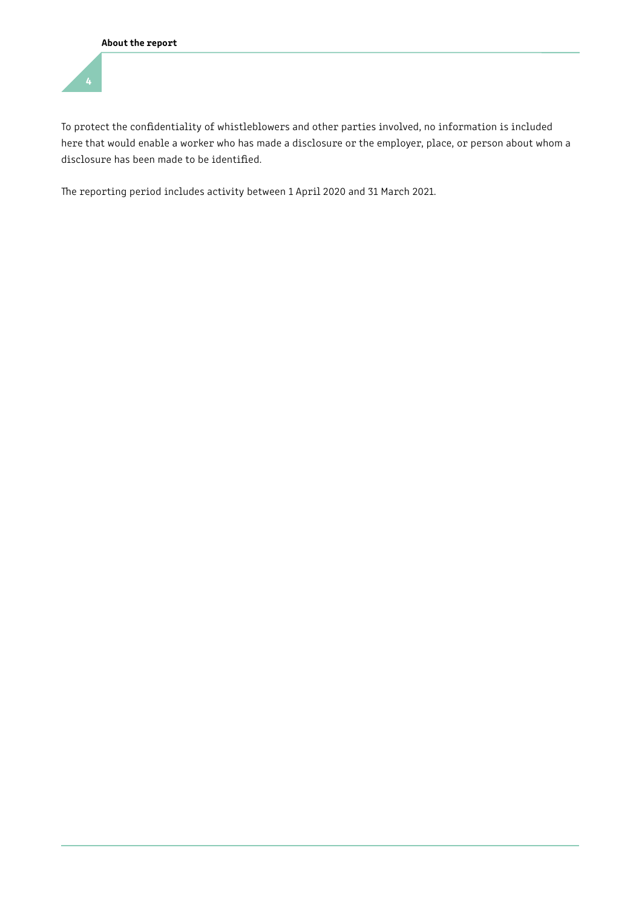To protect the confidentiality of whistleblowers and other parties involved, no information is included here that would enable a worker who has made a disclosure or the employer, place, or person about whom a disclosure has been made to be identified.

The reporting period includes activity between 1 April 2020 and 31 March 2021.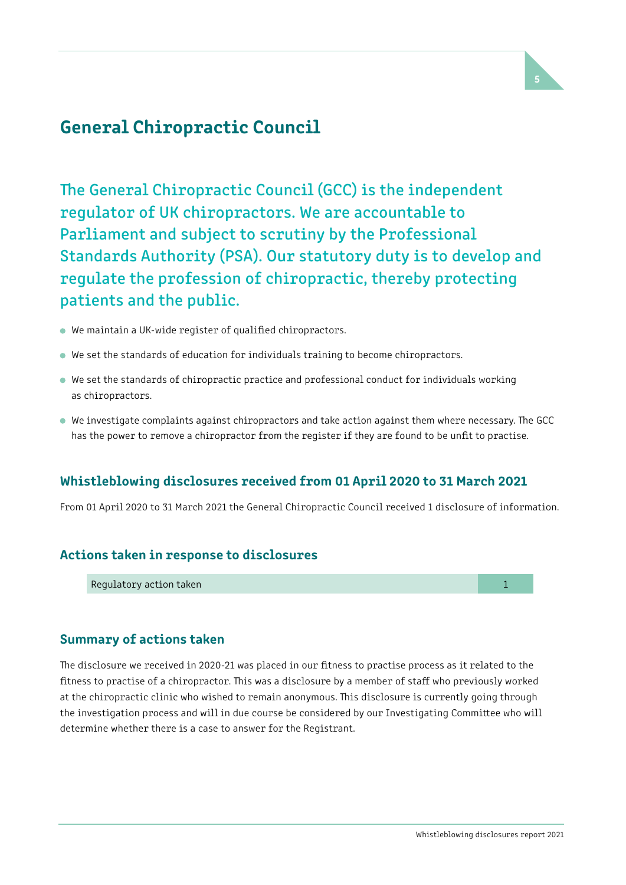# General Chiropractic Council

The General Chiropractic Council (GCC) is the independent regulator of UK chiropractors. We are accountable to Parliament and subject to scrutiny by the Professional Standards Authority (PSA). Our statutory duty is to develop and regulate the profession of chiropractic, thereby protecting patients and the public.

- We maintain a UK-wide register of qualified chiropractors.
- We set the standards of education for individuals training to become chiropractors.
- We set the standards of chiropractic practice and professional conduct for individuals working as chiropractors.
- We investigate complaints against chiropractors and take action against them where necessary. The GCC has the power to remove a chiropractor from the register if they are found to be unfit to practise.

## Whistleblowing disclosures received from 01 April 2020 to 31 March 2021

From 01 April 2020 to 31 March 2021 the General Chiropractic Council received 1 disclosure of information.

## Actions taken in response to disclosures

| Regulatory action taken | 1 |
| --- | --- |

## Summary of actions taken

The disclosure we received in 2020-21 was placed in our fitness to practise process as it related to the fitness to practise of a chiropractor. This was a disclosure by a member of staff who previously worked at the chiropractic clinic who wished to remain anonymous. This disclosure is currently going through the investigation process and will in due course be considered by our Investigating Committee who will determine whether there is a case to answer for the Registrant.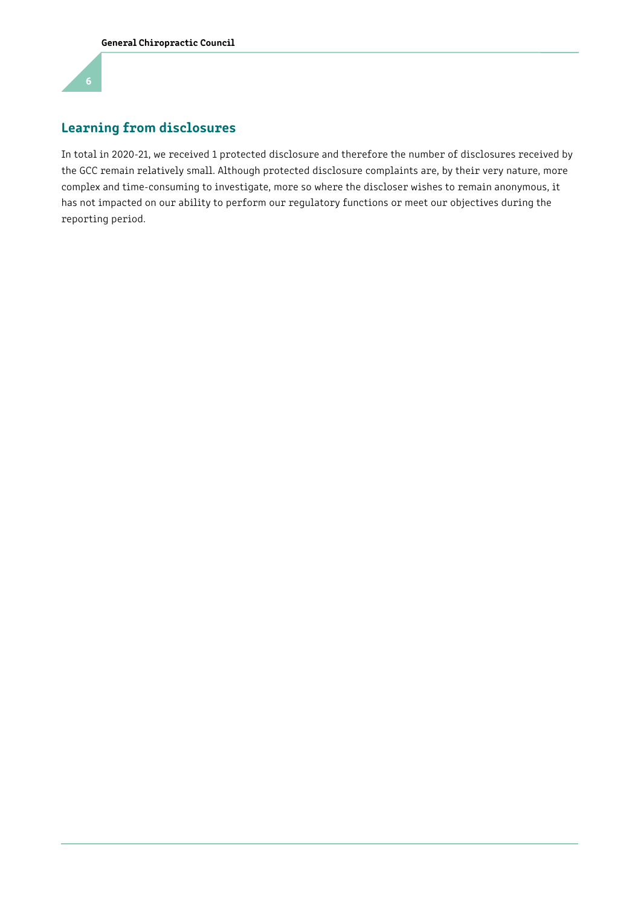## Learning from disclosures

In total in 2020-21, we received 1 protected disclosure and therefore the number of disclosures received by the GCC remain relatively small. Although protected disclosure complaints are, by their very nature, more complex and time-consuming to investigate, more so where the discloser wishes to remain anonymous, it has not impacted on our ability to perform our regulatory functions or meet our objectives during the reporting period.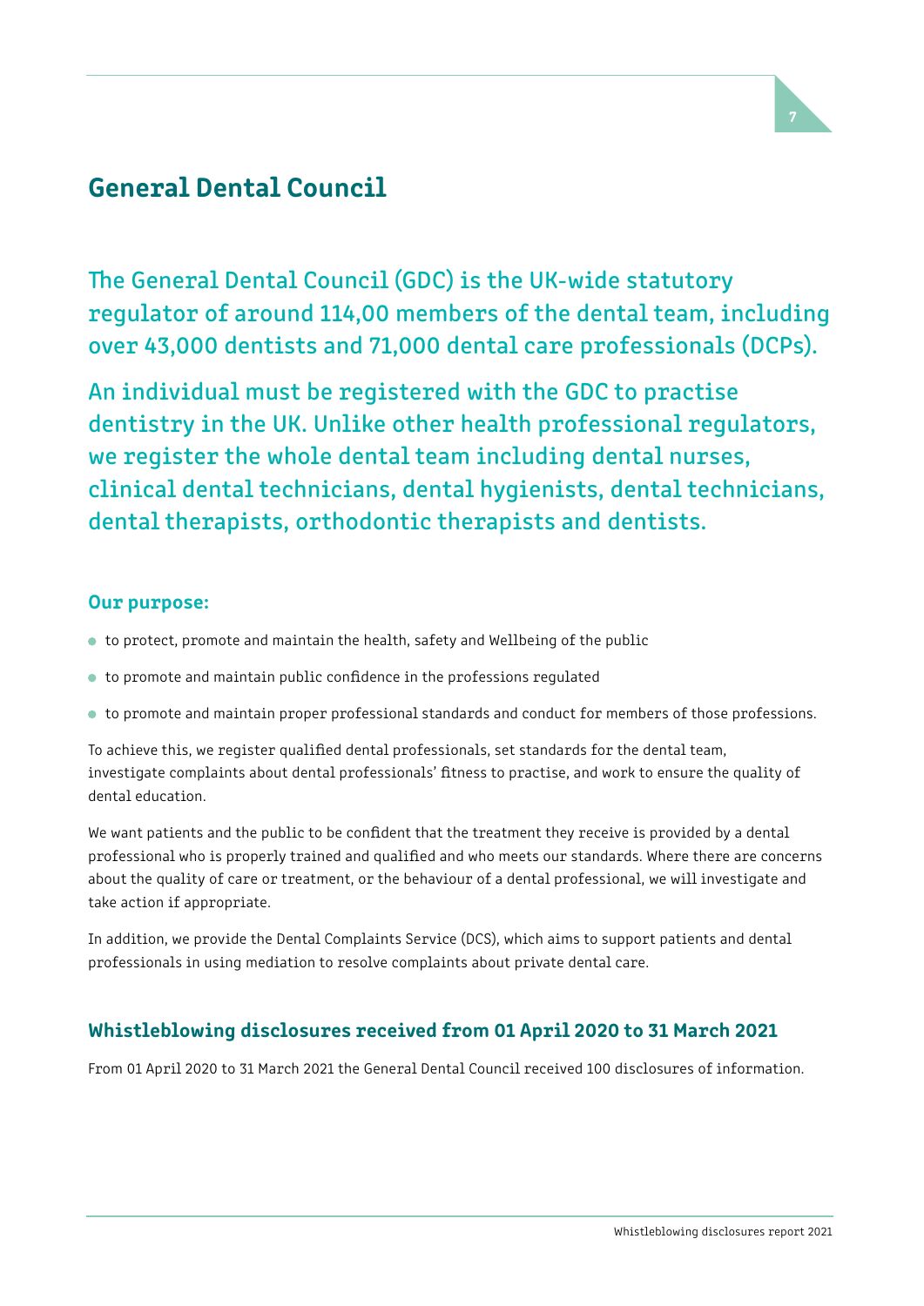# General Dental Council

## The General Dental Council (GDC) is the UK-wide statutory regulator of around 114,00 members of the dental team, including over 43,000 dentists and 71,000 dental care professionals (DCPs).

## An individual must be registered with the GDC to practise dentistry in the UK. Unlike other health professional regulators, we register the whole dental team including dental nurses, clinical dental technicians, dental hygienists, dental technicians, dental therapists, orthodontic therapists and dentists.

### Our purpose:

- to protect, promote and maintain the health, safety and Wellbeing of the public
- to promote and maintain public confidence in the professions regulated
- to promote and maintain proper professional standards and conduct for members of those professions.

To achieve this, we register qualified dental professionals, set standards for the dental team, investigate complaints about dental professionals' fitness to practise, and work to ensure the quality of dental education.

We want patients and the public to be confident that the treatment they receive is provided by a dental professional who is properly trained and qualified and who meets our standards. Where there are concerns about the quality of care or treatment, or the behaviour of a dental professional, we will investigate and take action if appropriate.

In addition, we provide the Dental Complaints Service (DCS), which aims to support patients and dental professionals in using mediation to resolve complaints about private dental care.

### Whistleblowing disclosures received from 01 April 2020 to 31 March 2021

From 01 April 2020 to 31 March 2021 the General Dental Council received 100 disclosures of information.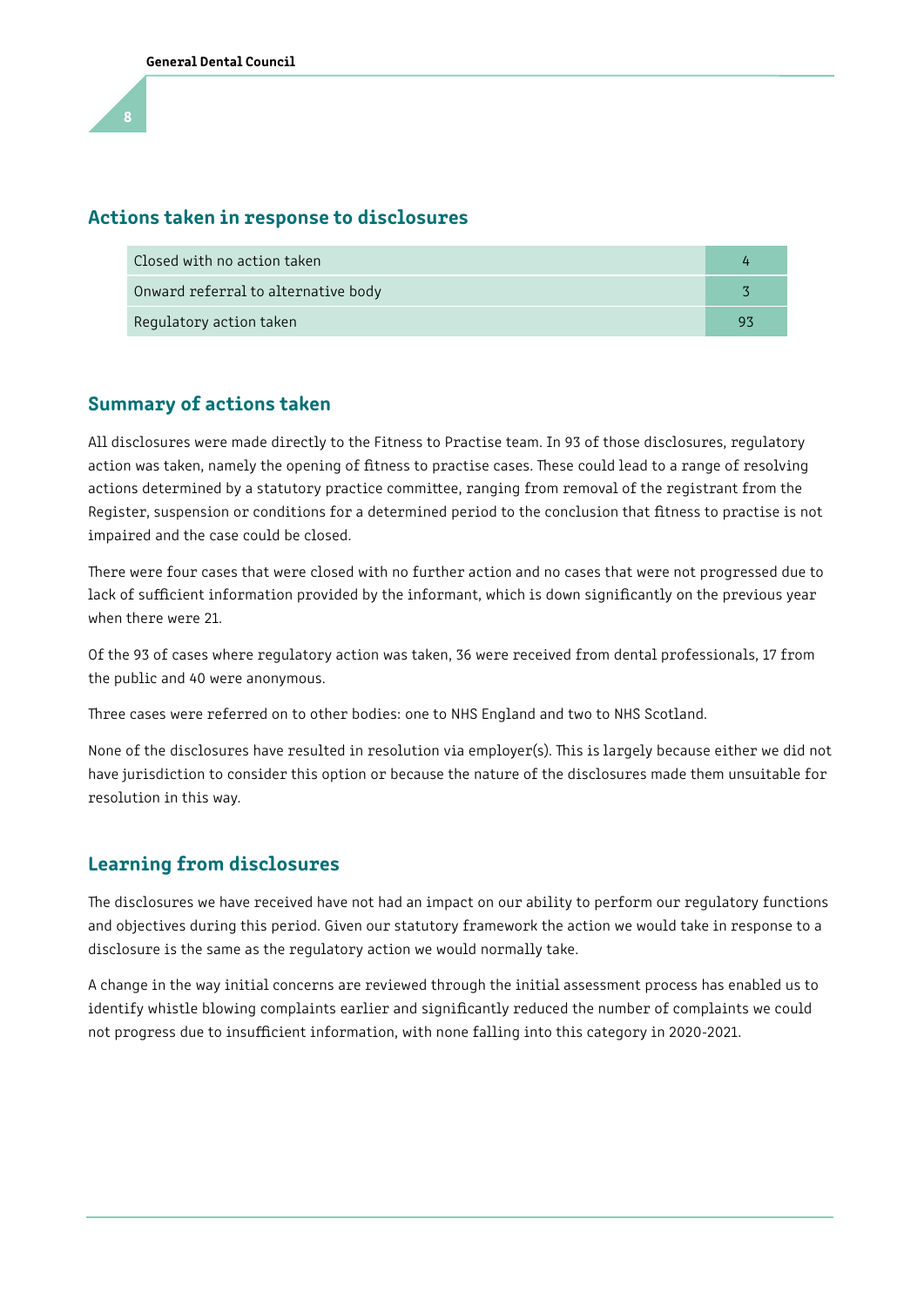## Actions taken in response to disclosures

| Action | Number |
|---|---|
| Closed with no action taken | 4 |
| Onward referral to alternative body | 3 |
| Regulatory action taken | 93 |

## Summary of actions taken

All disclosures were made directly to the Fitness to Practise team. In 93 of those disclosures, regulatory action was taken, namely the opening of fitness to practise cases. These could lead to a range of resolving actions determined by a statutory practice committee, ranging from removal of the registrant from the Register, suspension or conditions for a determined period to the conclusion that fitness to practise is not impaired and the case could be closed.

There were four cases that were closed with no further action and no cases that were not progressed due to lack of sufficient information provided by the informant, which is down significantly on the previous year when there were 21.

Of the 93 of cases where regulatory action was taken, 36 were received from dental professionals, 17 from the public and 40 were anonymous.

Three cases were referred on to other bodies: one to NHS England and two to NHS Scotland.

None of the disclosures have resulted in resolution via employer(s). This is largely because either we did not have jurisdiction to consider this option or because the nature of the disclosures made them unsuitable for resolution in this way.

## Learning from disclosures

The disclosures we have received have not had an impact on our ability to perform our regulatory functions and objectives during this period. Given our statutory framework the action we would take in response to a disclosure is the same as the regulatory action we would normally take.

A change in the way initial concerns are reviewed through the initial assessment process has enabled us to identify whistle blowing complaints earlier and significantly reduced the number of complaints we could not progress due to insufficient information, with none falling into this category in 2020-2021.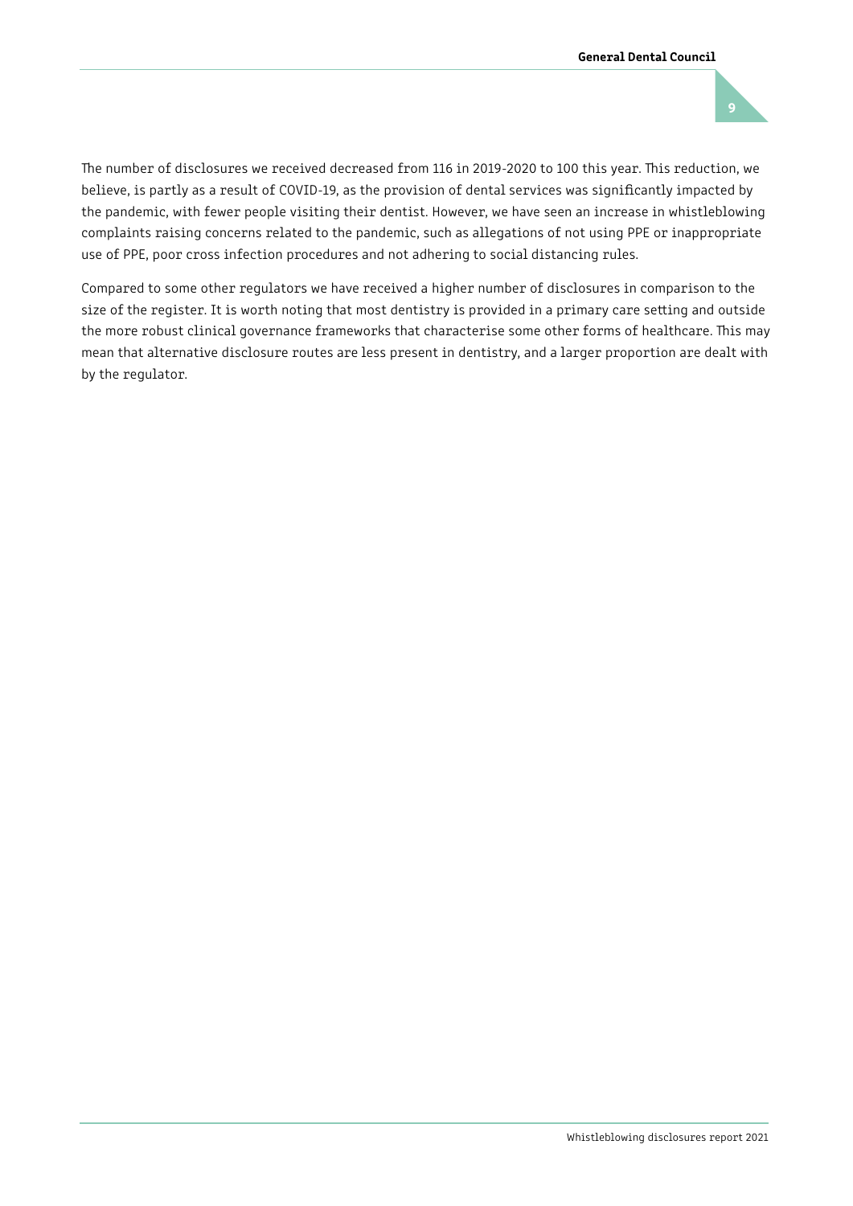The number of disclosures we received decreased from 116 in 2019-2020 to 100 this year. This reduction, we believe, is partly as a result of COVID-19, as the provision of dental services was significantly impacted by the pandemic, with fewer people visiting their dentist. However, we have seen an increase in whistleblowing complaints raising concerns related to the pandemic, such as allegations of not using PPE or inappropriate use of PPE, poor cross infection procedures and not adhering to social distancing rules.

Compared to some other regulators we have received a higher number of disclosures in comparison to the size of the register. It is worth noting that most dentistry is provided in a primary care setting and outside the more robust clinical governance frameworks that characterise some other forms of healthcare. This may mean that alternative disclosure routes are less present in dentistry, and a larger proportion are dealt with by the regulator.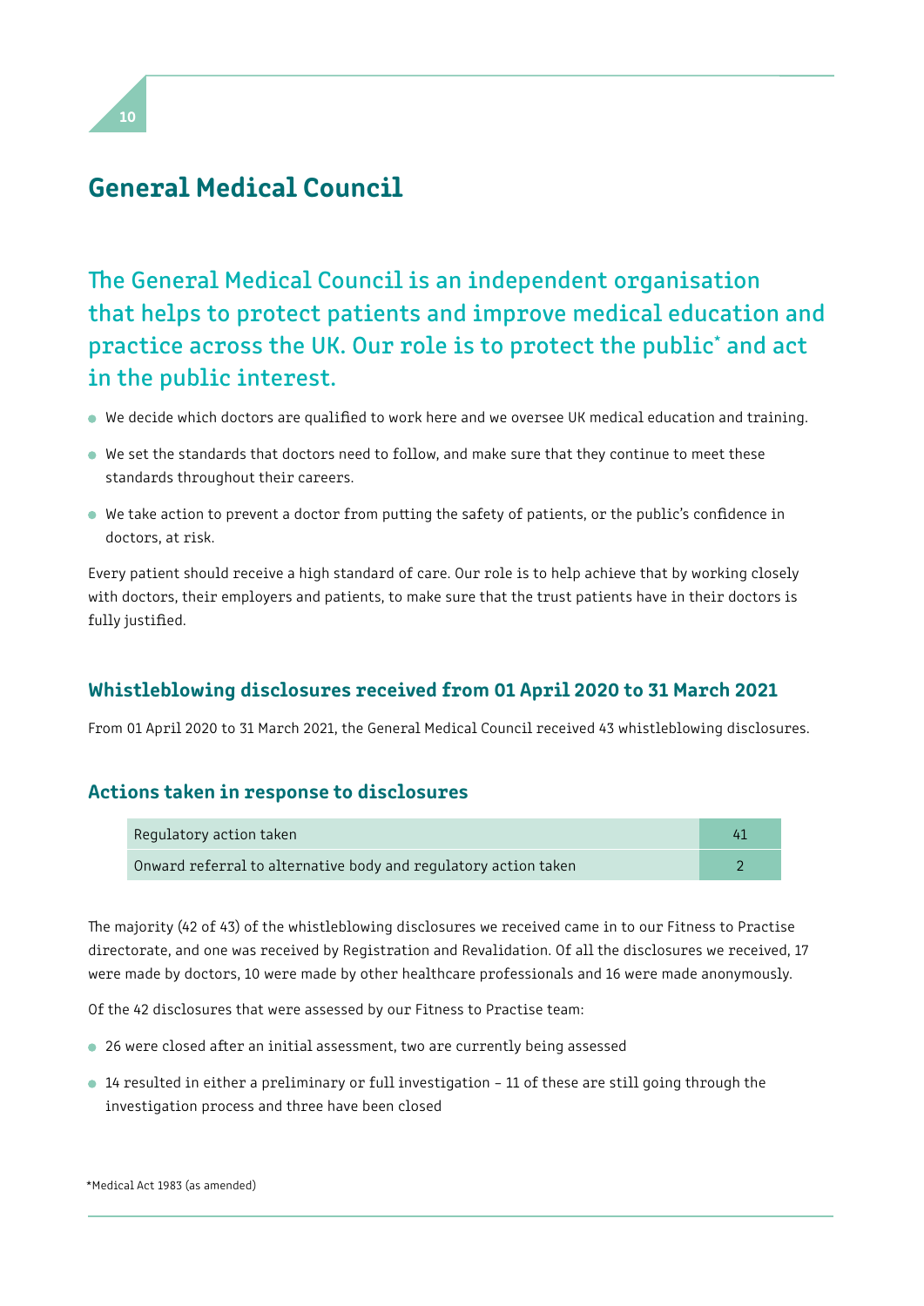## General Medical Council

The General Medical Council is an independent organisation that helps to protect patients and improve medical education and practice across the UK. Our role is to protect the public* and act in the public interest.

- We decide which doctors are qualified to work here and we oversee UK medical education and training.
- We set the standards that doctors need to follow, and make sure that they continue to meet these standards throughout their careers.
- We take action to prevent a doctor from putting the safety of patients, or the public's confidence in doctors, at risk.

Every patient should receive a high standard of care. Our role is to help achieve that by working closely with doctors, their employers and patients, to make sure that the trust patients have in their doctors is fully justified.

### Whistleblowing disclosures received from 01 April 2020 to 31 March 2021

From 01 April 2020 to 31 March 2021, the General Medical Council received 43 whistleblowing disclosures.

### Actions taken in response to disclosures

| Action | Number |
|---|---|
| Regulatory action taken | 41 |
| Onward referral to alternative body and regulatory action taken | 2 |

The majority (42 of 43) of the whistleblowing disclosures we received came in to our Fitness to Practise directorate, and one was received by Registration and Revalidation. Of all the disclosures we received, 17 were made by doctors, 10 were made by other healthcare professionals and 16 were made anonymously.

Of the 42 disclosures that were assessed by our Fitness to Practise team:

- 26 were closed after an initial assessment, two are currently being assessed
- 14 resulted in either a preliminary or full investigation – 11 of these are still going through the investigation process and three have been closed

*Medical Act 1983 (as amended)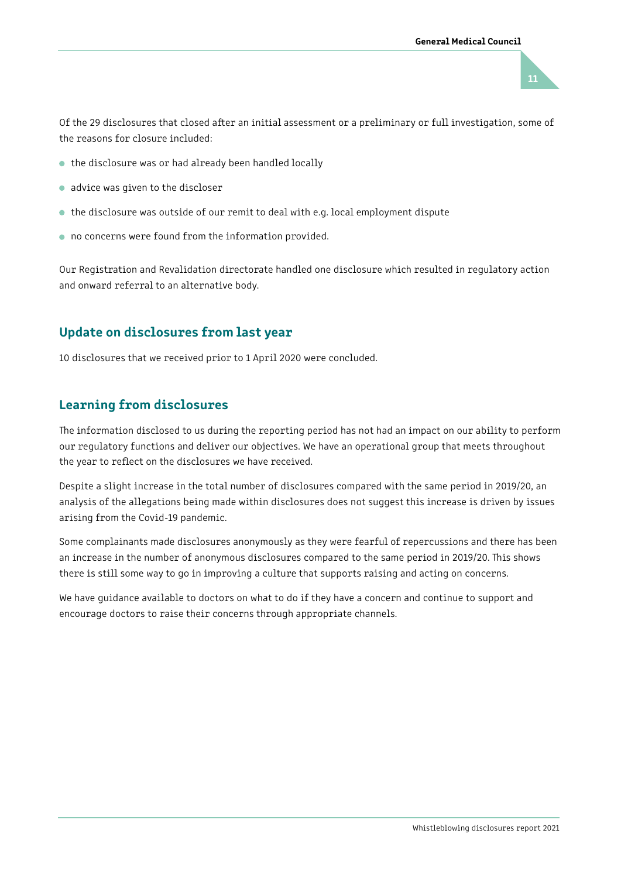Of the 29 disclosures that closed after an initial assessment or a preliminary or full investigation, some of the reasons for closure included:

- the disclosure was or had already been handled locally
- advice was given to the discloser
- the disclosure was outside of our remit to deal with e.g. local employment dispute
- no concerns were found from the information provided.

Our Registration and Revalidation directorate handled one disclosure which resulted in regulatory action and onward referral to an alternative body.

## Update on disclosures from last year

10 disclosures that we received prior to 1 April 2020 were concluded.

## Learning from disclosures

The information disclosed to us during the reporting period has not had an impact on our ability to perform our regulatory functions and deliver our objectives. We have an operational group that meets throughout the year to reflect on the disclosures we have received.

Despite a slight increase in the total number of disclosures compared with the same period in 2019/20, an analysis of the allegations being made within disclosures does not suggest this increase is driven by issues arising from the Covid-19 pandemic.

Some complainants made disclosures anonymously as they were fearful of repercussions and there has been an increase in the number of anonymous disclosures compared to the same period in 2019/20. This shows there is still some way to go in improving a culture that supports raising and acting on concerns.

We have guidance available to doctors on what to do if they have a concern and continue to support and encourage doctors to raise their concerns through appropriate channels.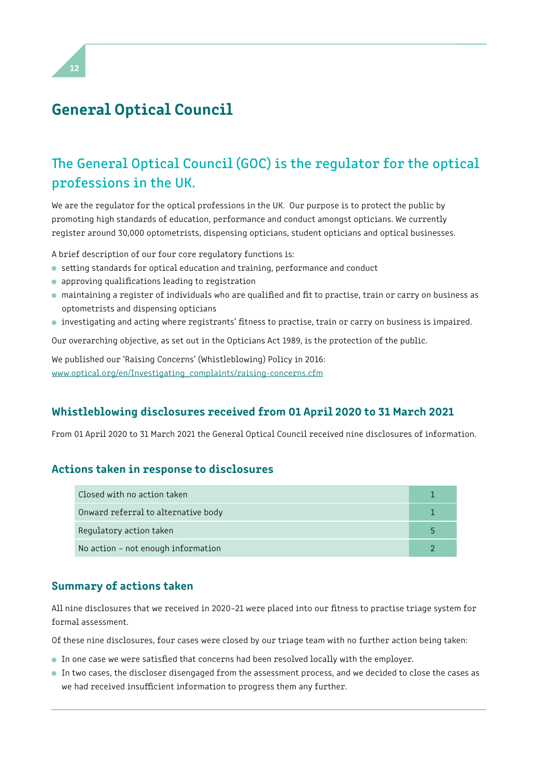# General Optical Council

## The General Optical Council (GOC) is the regulator for the optical professions in the UK.

We are the regulator for the optical professions in the UK. Our purpose is to protect the public by promoting high standards of education, performance and conduct amongst opticians. We currently register around 30,000 optometrists, dispensing opticians, student opticians and optical businesses.

A brief description of our four core regulatory functions is:

- setting standards for optical education and training, performance and conduct
- approving qualifications leading to registration
- maintaining a register of individuals who are qualified and fit to practise, train or carry on business as optometrists and dispensing opticians
- investigating and acting where registrants' fitness to practise, train or carry on business is impaired.

Our overarching objective, as set out in the Opticians Act 1989, is the protection of the public.

We published our 'Raising Concerns' (Whistleblowing) Policy in 2016:
www.optical.org/en/Investigating_complaints/raising-concerns.cfm

### Whistleblowing disclosures received from 01 April 2020 to 31 March 2021

From 01 April 2020 to 31 March 2021 the General Optical Council received nine disclosures of information.

### Actions taken in response to disclosures

| Action | Number |
|---|---|
| Closed with no action taken | 1 |
| Onward referral to alternative body | 1 |
| Regulatory action taken | 5 |
| No action – not enough information | 2 |

### Summary of actions taken

All nine disclosures that we received in 2020–21 were placed into our fitness to practise triage system for formal assessment.

Of these nine disclosures, four cases were closed by our triage team with no further action being taken:

- In one case we were satisfied that concerns had been resolved locally with the employer.
- In two cases, the discloser disengaged from the assessment process, and we decided to close the cases as we had received insufficient information to progress them any further.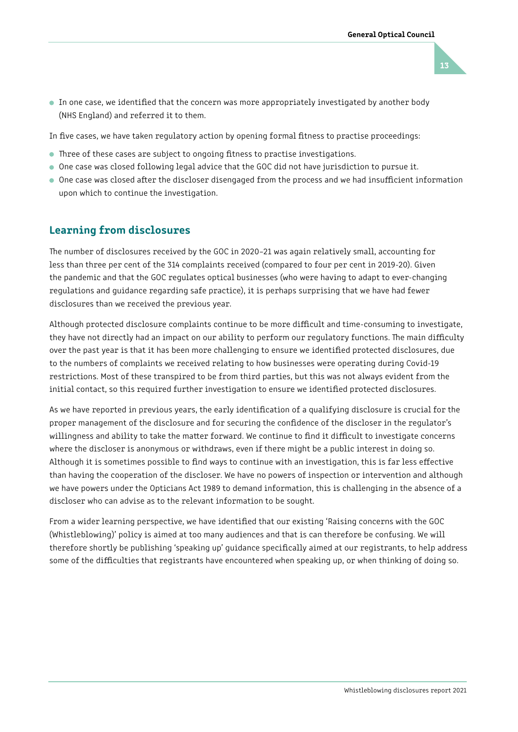- In one case, we identified that the concern was more appropriately investigated by another body (NHS England) and referred it to them.

In five cases, we have taken regulatory action by opening formal fitness to practise proceedings:

- Three of these cases are subject to ongoing fitness to practise investigations.
- One case was closed following legal advice that the GOC did not have jurisdiction to pursue it.
- One case was closed after the discloser disengaged from the process and we had insufficient information upon which to continue the investigation.

## Learning from disclosures

The number of disclosures received by the GOC in 2020–21 was again relatively small, accounting for less than three per cent of the 314 complaints received (compared to four per cent in 2019-20). Given the pandemic and that the GOC regulates optical businesses (who were having to adapt to ever-changing regulations and guidance regarding safe practice), it is perhaps surprising that we have had fewer disclosures than we received the previous year.

Although protected disclosure complaints continue to be more difficult and time-consuming to investigate, they have not directly had an impact on our ability to perform our regulatory functions. The main difficulty over the past year is that it has been more challenging to ensure we identified protected disclosures, due to the numbers of complaints we received relating to how businesses were operating during Covid-19 restrictions. Most of these transpired to be from third parties, but this was not always evident from the initial contact, so this required further investigation to ensure we identified protected disclosures.

As we have reported in previous years, the early identification of a qualifying disclosure is crucial for the proper management of the disclosure and for securing the confidence of the discloser in the regulator's willingness and ability to take the matter forward. We continue to find it difficult to investigate concerns where the discloser is anonymous or withdraws, even if there might be a public interest in doing so. Although it is sometimes possible to find ways to continue with an investigation, this is far less effective than having the cooperation of the discloser. We have no powers of inspection or intervention and although we have powers under the Opticians Act 1989 to demand information, this is challenging in the absence of a discloser who can advise as to the relevant information to be sought.

From a wider learning perspective, we have identified that our existing 'Raising concerns with the GOC (Whistleblowing)' policy is aimed at too many audiences and that is can therefore be confusing. We will therefore shortly be publishing 'speaking up' guidance specifically aimed at our registrants, to help address some of the difficulties that registrants have encountered when speaking up, or when thinking of doing so.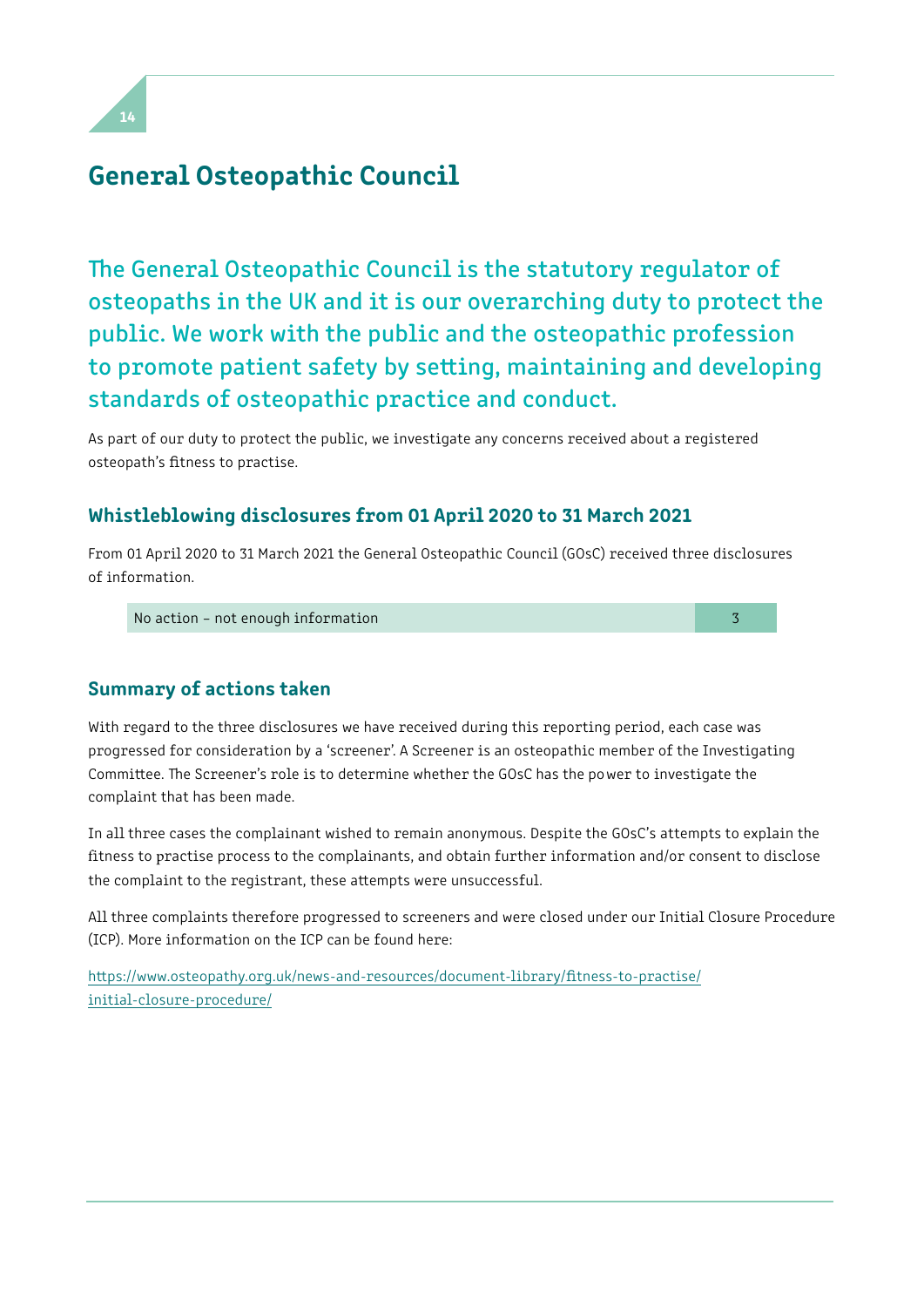# General Osteopathic Council

## The General Osteopathic Council is the statutory regulator of osteopaths in the UK and it is our overarching duty to protect the public. We work with the public and the osteopathic profession to promote patient safety by setting, maintaining and developing standards of osteopathic practice and conduct.

As part of our duty to protect the public, we investigate any concerns received about a registered osteopath's fitness to practise.

### Whistleblowing disclosures from 01 April 2020 to 31 March 2021

From 01 April 2020 to 31 March 2021 the General Osteopathic Council (GOsC) received three disclosures of information.

| | |
|---|---|
| No action – not enough information | 3 |

### Summary of actions taken

With regard to the three disclosures we have received during this reporting period, each case was progressed for consideration by a 'screener'. A Screener is an osteopathic member of the Investigating Committee. The Screener's role is to determine whether the GOsC has the power to investigate the complaint that has been made.

In all three cases the complainant wished to remain anonymous. Despite the GOsC's attempts to explain the fitness to practise process to the complainants, and obtain further information and/or consent to disclose the complaint to the registrant, these attempts were unsuccessful.

All three complaints therefore progressed to screeners and were closed under our Initial Closure Procedure (ICP). More information on the ICP can be found here:

https://www.osteopathy.org.uk/news-and-resources/document-library/fitness-to-practise/initial-closure-procedure/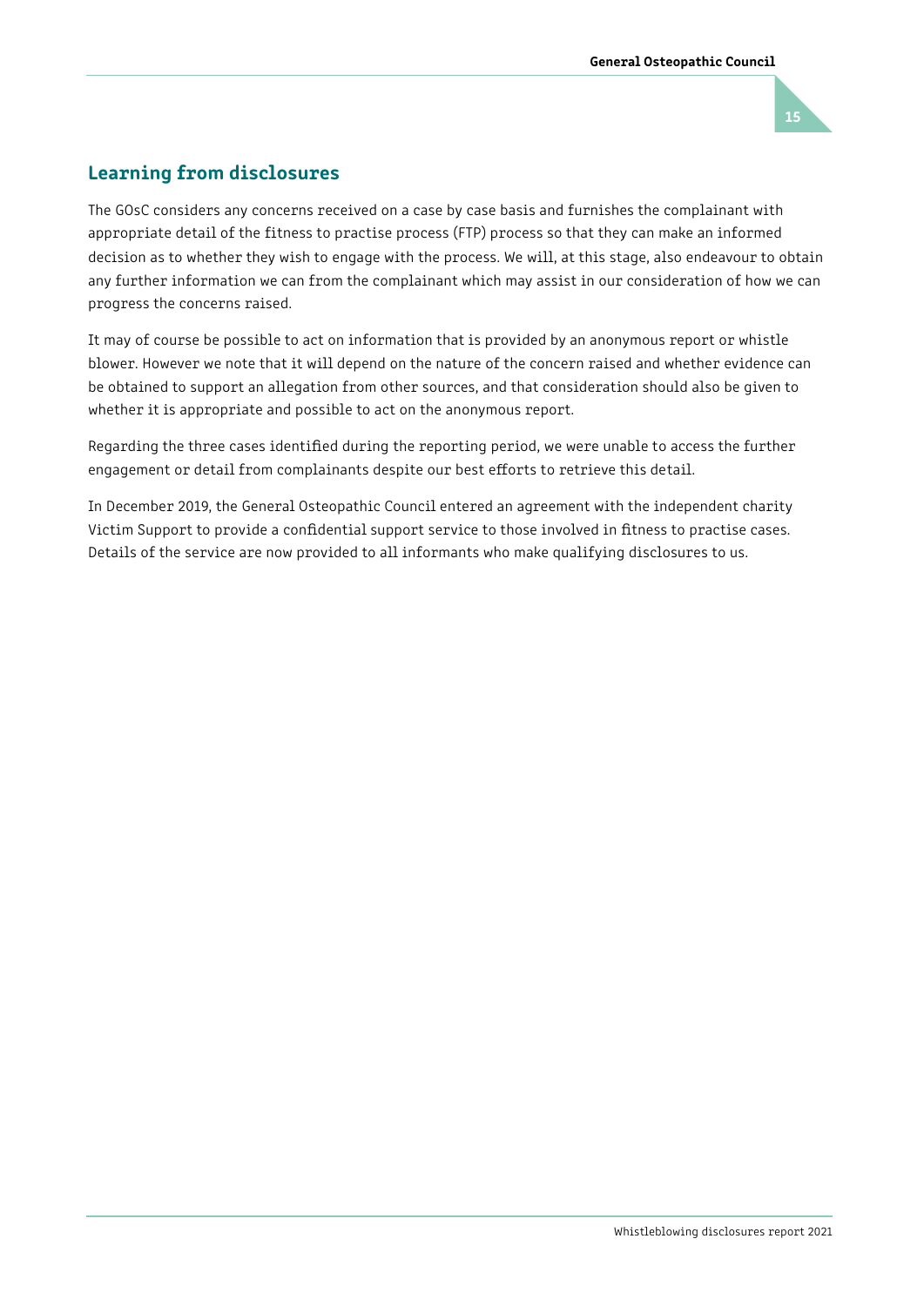## Learning from disclosures

The GOsC considers any concerns received on a case by case basis and furnishes the complainant with appropriate detail of the fitness to practise process (FTP) process so that they can make an informed decision as to whether they wish to engage with the process. We will, at this stage, also endeavour to obtain any further information we can from the complainant which may assist in our consideration of how we can progress the concerns raised.

It may of course be possible to act on information that is provided by an anonymous report or whistle blower. However we note that it will depend on the nature of the concern raised and whether evidence can be obtained to support an allegation from other sources, and that consideration should also be given to whether it is appropriate and possible to act on the anonymous report.

Regarding the three cases identified during the reporting period, we were unable to access the further engagement or detail from complainants despite our best efforts to retrieve this detail.

In December 2019, the General Osteopathic Council entered an agreement with the independent charity Victim Support to provide a confidential support service to those involved in fitness to practise cases. Details of the service are now provided to all informants who make qualifying disclosures to us.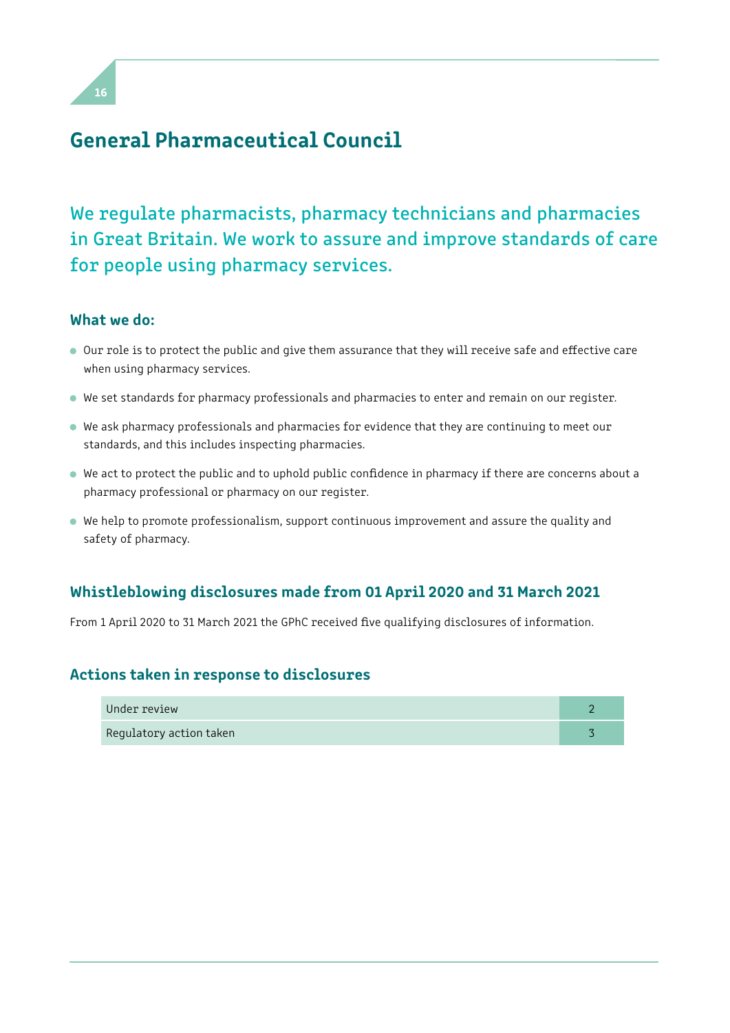# General Pharmaceutical Council

We regulate pharmacists, pharmacy technicians and pharmacies in Great Britain. We work to assure and improve standards of care for people using pharmacy services.

### What we do:

- Our role is to protect the public and give them assurance that they will receive safe and effective care when using pharmacy services.
- We set standards for pharmacy professionals and pharmacies to enter and remain on our register.
- We ask pharmacy professionals and pharmacies for evidence that they are continuing to meet our standards, and this includes inspecting pharmacies.
- We act to protect the public and to uphold public confidence in pharmacy if there are concerns about a pharmacy professional or pharmacy on our register.
- We help to promote professionalism, support continuous improvement and assure the quality and safety of pharmacy.

### Whistleblowing disclosures made from 01 April 2020 and 31 March 2021

From 1 April 2020 to 31 March 2021 the GPhC received five qualifying disclosures of information.

### Actions taken in response to disclosures

| | |
|---|---|
| Under review | 2 |
| Regulatory action taken | 3 |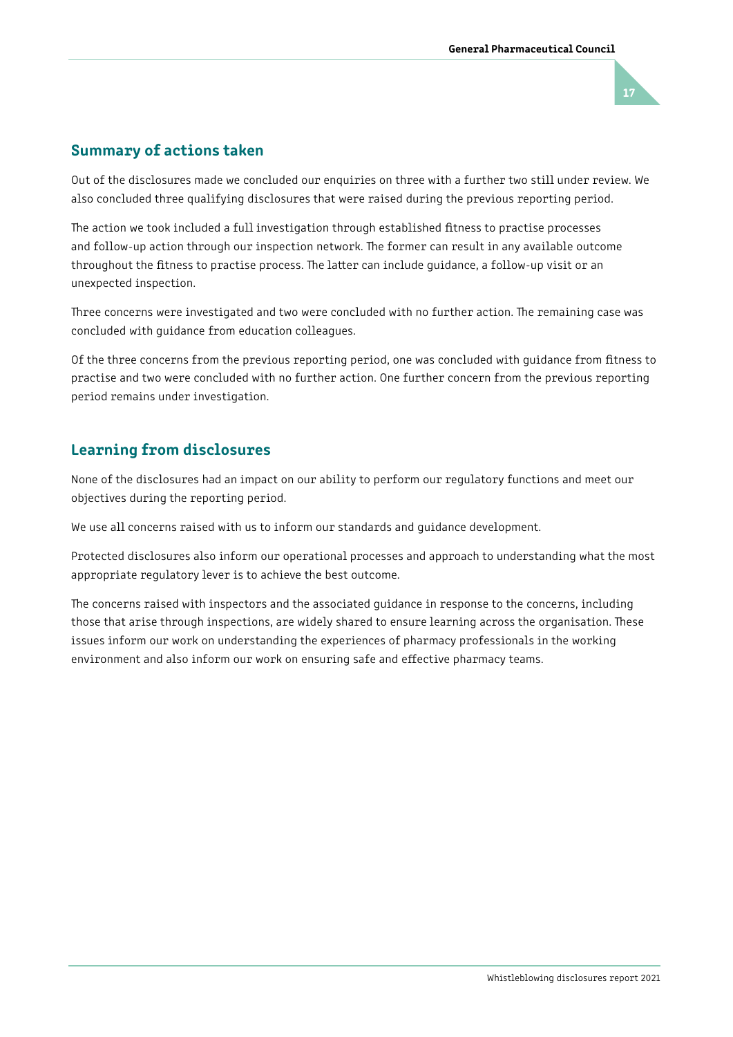## Summary of actions taken

Out of the disclosures made we concluded our enquiries on three with a further two still under review. We also concluded three qualifying disclosures that were raised during the previous reporting period.

The action we took included a full investigation through established fitness to practise processes and follow-up action through our inspection network. The former can result in any available outcome throughout the fitness to practise process. The latter can include guidance, a follow-up visit or an unexpected inspection.

Three concerns were investigated and two were concluded with no further action. The remaining case was concluded with guidance from education colleagues.

Of the three concerns from the previous reporting period, one was concluded with guidance from fitness to practise and two were concluded with no further action. One further concern from the previous reporting period remains under investigation.

## Learning from disclosures

None of the disclosures had an impact on our ability to perform our regulatory functions and meet our objectives during the reporting period.

We use all concerns raised with us to inform our standards and guidance development.

Protected disclosures also inform our operational processes and approach to understanding what the most appropriate regulatory lever is to achieve the best outcome.

The concerns raised with inspectors and the associated guidance in response to the concerns, including those that arise through inspections, are widely shared to ensure learning across the organisation. These issues inform our work on understanding the experiences of pharmacy professionals in the working environment and also inform our work on ensuring safe and effective pharmacy teams.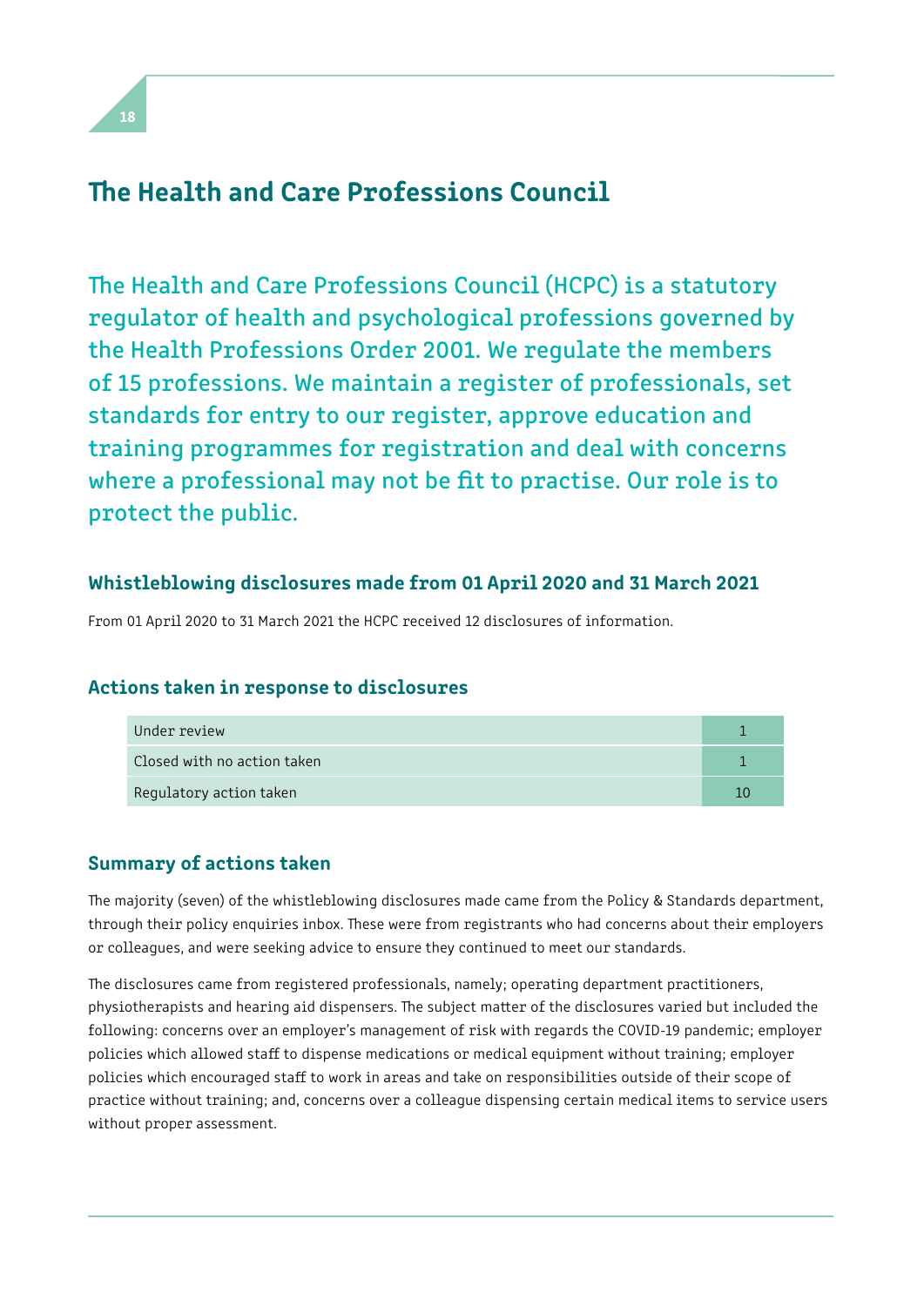# The Health and Care Professions Council

The Health and Care Professions Council (HCPC) is a statutory regulator of health and psychological professions governed by the Health Professions Order 2001. We regulate the members of 15 professions. We maintain a register of professionals, set standards for entry to our register, approve education and training programmes for registration and deal with concerns where a professional may not be fit to practise. Our role is to protect the public.

## Whistleblowing disclosures made from 01 April 2020 and 31 March 2021

From 01 April 2020 to 31 March 2021 the HCPC received 12 disclosures of information.

## Actions taken in response to disclosures

| | |
|---|---|
| Under review | 1 |
| Closed with no action taken | 1 |
| Regulatory action taken | 10 |

## Summary of actions taken

The majority (seven) of the whistleblowing disclosures made came from the Policy & Standards department, through their policy enquiries inbox. These were from registrants who had concerns about their employers or colleagues, and were seeking advice to ensure they continued to meet our standards.

The disclosures came from registered professionals, namely; operating department practitioners, physiotherapists and hearing aid dispensers. The subject matter of the disclosures varied but included the following: concerns over an employer's management of risk with regards the COVID-19 pandemic; employer policies which allowed staff to dispense medications or medical equipment without training; employer policies which encouraged staff to work in areas and take on responsibilities outside of their scope of practice without training; and, concerns over a colleague dispensing certain medical items to service users without proper assessment.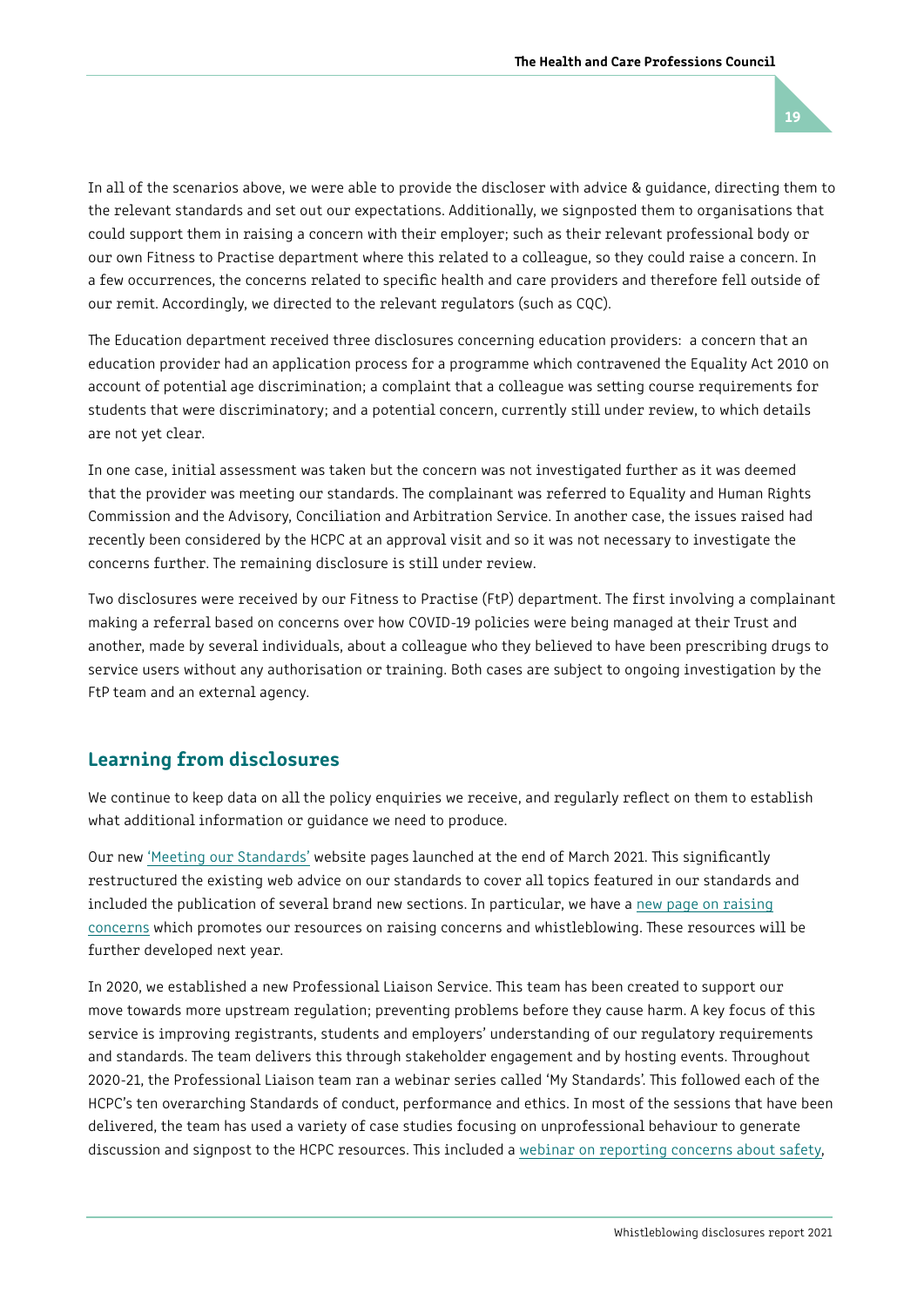In all of the scenarios above, we were able to provide the discloser with advice & guidance, directing them to the relevant standards and set out our expectations. Additionally, we signposted them to organisations that could support them in raising a concern with their employer; such as their relevant professional body or our own Fitness to Practise department where this related to a colleague, so they could raise a concern. In a few occurrences, the concerns related to specific health and care providers and therefore fell outside of our remit. Accordingly, we directed to the relevant regulators (such as CQC).

The Education department received three disclosures concerning education providers: a concern that an education provider had an application process for a programme which contravened the Equality Act 2010 on account of potential age discrimination; a complaint that a colleague was setting course requirements for students that were discriminatory; and a potential concern, currently still under review, to which details are not yet clear.

In one case, initial assessment was taken but the concern was not investigated further as it was deemed that the provider was meeting our standards. The complainant was referred to Equality and Human Rights Commission and the Advisory, Conciliation and Arbitration Service. In another case, the issues raised had recently been considered by the HCPC at an approval visit and so it was not necessary to investigate the concerns further. The remaining disclosure is still under review.

Two disclosures were received by our Fitness to Practise (FtP) department. The first involving a complainant making a referral based on concerns over how COVID-19 policies were being managed at their Trust and another, made by several individuals, about a colleague who they believed to have been prescribing drugs to service users without any authorisation or training. Both cases are subject to ongoing investigation by the FtP team and an external agency.

## Learning from disclosures

We continue to keep data on all the policy enquiries we receive, and regularly reflect on them to establish what additional information or guidance we need to produce.

Our new 'Meeting our Standards' website pages launched at the end of March 2021. This significantly restructured the existing web advice on our standards to cover all topics featured in our standards and included the publication of several brand new sections. In particular, we have a new page on raising concerns which promotes our resources on raising concerns and whistleblowing. These resources will be further developed next year.

In 2020, we established a new Professional Liaison Service. This team has been created to support our move towards more upstream regulation; preventing problems before they cause harm. A key focus of this service is improving registrants, students and employers' understanding of our regulatory requirements and standards. The team delivers this through stakeholder engagement and by hosting events. Throughout 2020-21, the Professional Liaison team ran a webinar series called 'My Standards'. This followed each of the HCPC's ten overarching Standards of conduct, performance and ethics. In most of the sessions that have been delivered, the team has used a variety of case studies focusing on unprofessional behaviour to generate discussion and signpost to the HCPC resources. This included a webinar on reporting concerns about safety,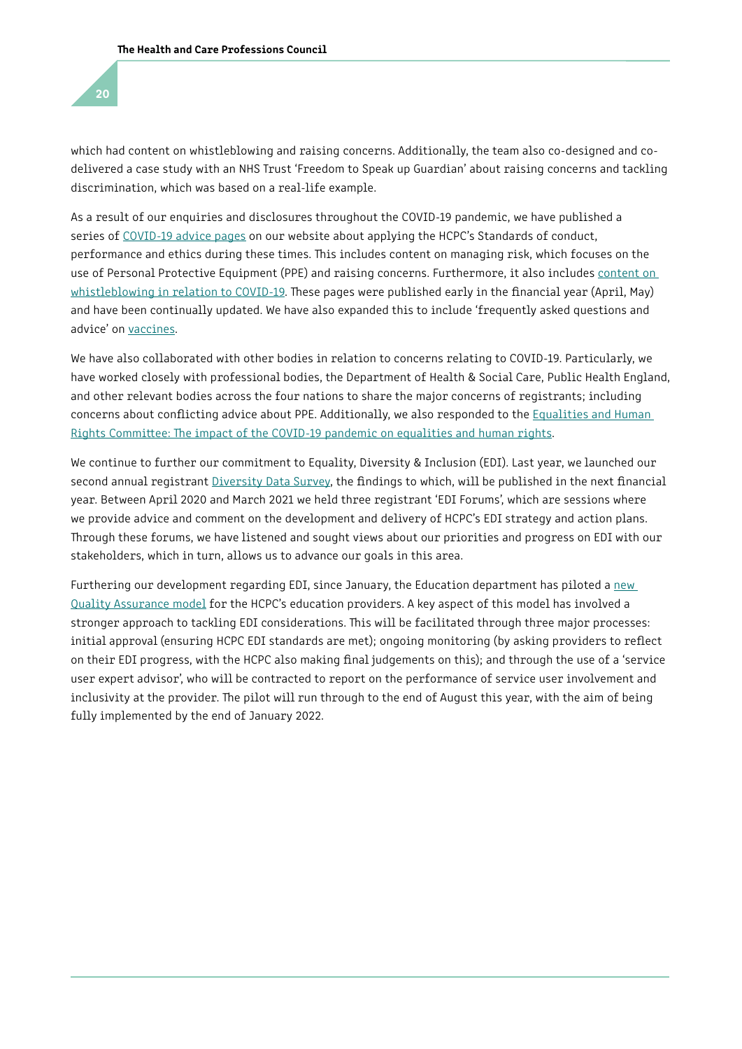which had content on whistleblowing and raising concerns. Additionally, the team also co-designed and co-delivered a case study with an NHS Trust 'Freedom to Speak up Guardian' about raising concerns and tackling discrimination, which was based on a real-life example.

As a result of our enquiries and disclosures throughout the COVID-19 pandemic, we have published a series of COVID-19 advice pages on our website about applying the HCPC's Standards of conduct, performance and ethics during these times. This includes content on managing risk, which focuses on the use of Personal Protective Equipment (PPE) and raising concerns. Furthermore, it also includes content on whistleblowing in relation to COVID-19. These pages were published early in the financial year (April, May) and have been continually updated. We have also expanded this to include 'frequently asked questions and advice' on vaccines.

We have also collaborated with other bodies in relation to concerns relating to COVID-19. Particularly, we have worked closely with professional bodies, the Department of Health & Social Care, Public Health England, and other relevant bodies across the four nations to share the major concerns of registrants; including concerns about conflicting advice about PPE. Additionally, we also responded to the Equalities and Human Rights Committee: The impact of the COVID-19 pandemic on equalities and human rights.

We continue to further our commitment to Equality, Diversity & Inclusion (EDI). Last year, we launched our second annual registrant Diversity Data Survey, the findings to which, will be published in the next financial year. Between April 2020 and March 2021 we held three registrant 'EDI Forums', which are sessions where we provide advice and comment on the development and delivery of HCPC's EDI strategy and action plans. Through these forums, we have listened and sought views about our priorities and progress on EDI with our stakeholders, which in turn, allows us to advance our goals in this area.

Furthering our development regarding EDI, since January, the Education department has piloted a new Quality Assurance model for the HCPC's education providers. A key aspect of this model has involved a stronger approach to tackling EDI considerations. This will be facilitated through three major processes: initial approval (ensuring HCPC EDI standards are met); ongoing monitoring (by asking providers to reflect on their EDI progress, with the HCPC also making final judgements on this); and through the use of a 'service user expert advisor', who will be contracted to report on the performance of service user involvement and inclusivity at the provider. The pilot will run through to the end of August this year, with the aim of being fully implemented by the end of January 2022.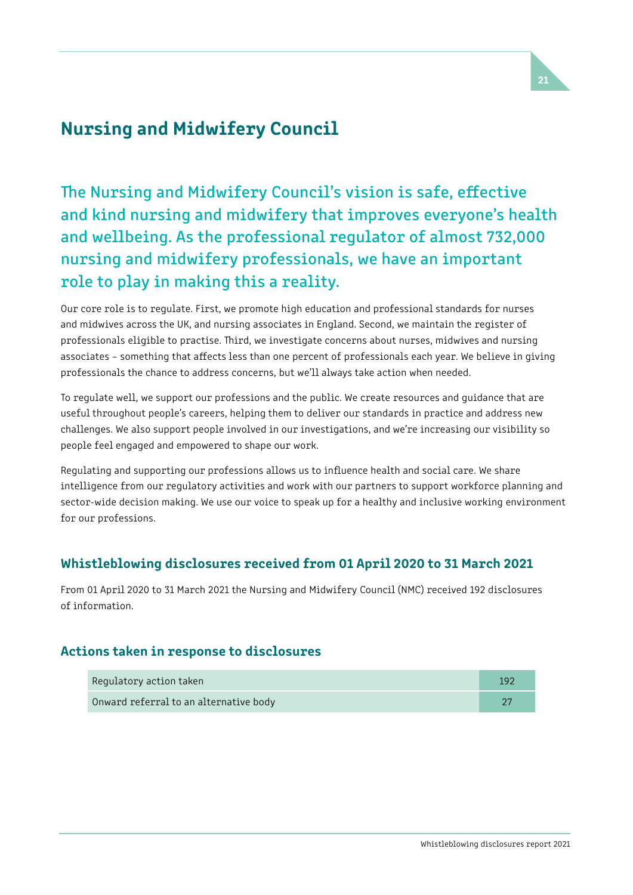# Nursing and Midwifery Council

The Nursing and Midwifery Council's vision is safe, effective and kind nursing and midwifery that improves everyone's health and wellbeing. As the professional regulator of almost 732,000 nursing and midwifery professionals, we have an important role to play in making this a reality.

Our core role is to regulate. First, we promote high education and professional standards for nurses and midwives across the UK, and nursing associates in England. Second, we maintain the register of professionals eligible to practise. Third, we investigate concerns about nurses, midwives and nursing associates – something that affects less than one percent of professionals each year. We believe in giving professionals the chance to address concerns, but we'll always take action when needed.

To regulate well, we support our professions and the public. We create resources and guidance that are useful throughout people's careers, helping them to deliver our standards in practice and address new challenges. We also support people involved in our investigations, and we're increasing our visibility so people feel engaged and empowered to shape our work.

Regulating and supporting our professions allows us to influence health and social care. We share intelligence from our regulatory activities and work with our partners to support workforce planning and sector-wide decision making. We use our voice to speak up for a healthy and inclusive working environment for our professions.

## Whistleblowing disclosures received from 01 April 2020 to 31 March 2021

From 01 April 2020 to 31 March 2021 the Nursing and Midwifery Council (NMC) received 192 disclosures of information.

## Actions taken in response to disclosures

| | |
|---|---|
| Regulatory action taken | 192 |
| Onward referral to an alternative body | 27 |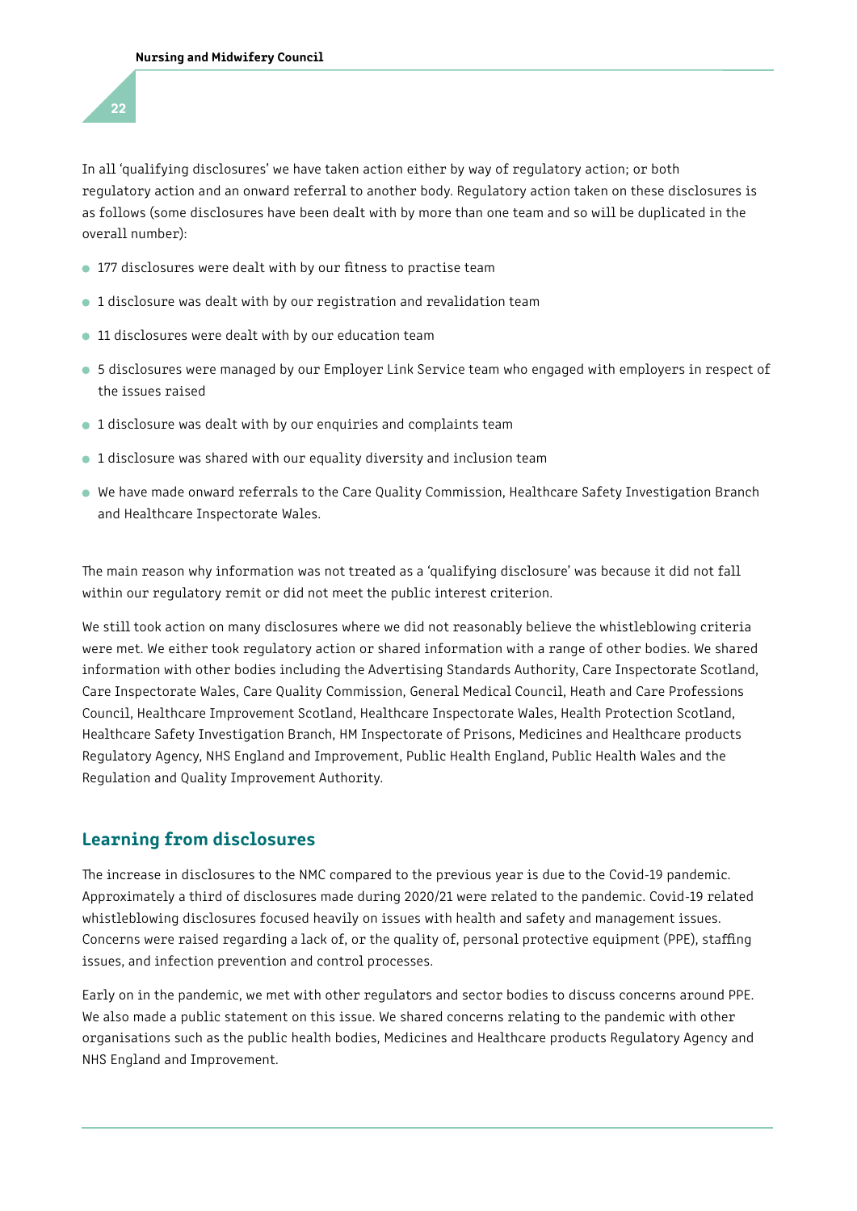In all 'qualifying disclosures' we have taken action either by way of regulatory action; or both regulatory action and an onward referral to another body. Regulatory action taken on these disclosures is as follows (some disclosures have been dealt with by more than one team and so will be duplicated in the overall number):

- 177 disclosures were dealt with by our fitness to practise team
- 1 disclosure was dealt with by our registration and revalidation team
- 11 disclosures were dealt with by our education team
- 5 disclosures were managed by our Employer Link Service team who engaged with employers in respect of the issues raised
- 1 disclosure was dealt with by our enquiries and complaints team
- 1 disclosure was shared with our equality diversity and inclusion team
- We have made onward referrals to the Care Quality Commission, Healthcare Safety Investigation Branch and Healthcare Inspectorate Wales.

The main reason why information was not treated as a 'qualifying disclosure' was because it did not fall within our regulatory remit or did not meet the public interest criterion.

We still took action on many disclosures where we did not reasonably believe the whistleblowing criteria were met. We either took regulatory action or shared information with a range of other bodies. We shared information with other bodies including the Advertising Standards Authority, Care Inspectorate Scotland, Care Inspectorate Wales, Care Quality Commission, General Medical Council, Heath and Care Professions Council, Healthcare Improvement Scotland, Healthcare Inspectorate Wales, Health Protection Scotland, Healthcare Safety Investigation Branch, HM Inspectorate of Prisons, Medicines and Healthcare products Regulatory Agency, NHS England and Improvement, Public Health England, Public Health Wales and the Regulation and Quality Improvement Authority.

## Learning from disclosures

The increase in disclosures to the NMC compared to the previous year is due to the Covid-19 pandemic. Approximately a third of disclosures made during 2020/21 were related to the pandemic. Covid-19 related whistleblowing disclosures focused heavily on issues with health and safety and management issues. Concerns were raised regarding a lack of, or the quality of, personal protective equipment (PPE), staffing issues, and infection prevention and control processes.

Early on in the pandemic, we met with other regulators and sector bodies to discuss concerns around PPE. We also made a public statement on this issue. We shared concerns relating to the pandemic with other organisations such as the public health bodies, Medicines and Healthcare products Regulatory Agency and NHS England and Improvement.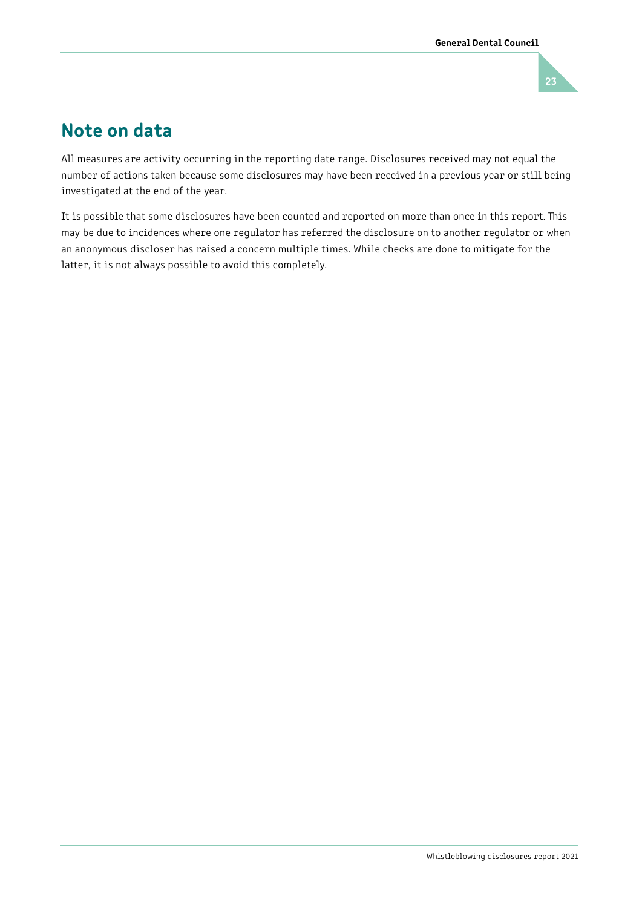## Note on data

All measures are activity occurring in the reporting date range. Disclosures received may not equal the number of actions taken because some disclosures may have been received in a previous year or still being investigated at the end of the year.

It is possible that some disclosures have been counted and reported on more than once in this report. This may be due to incidences where one regulator has referred the disclosure on to another regulator or when an anonymous discloser has raised a concern multiple times. While checks are done to mitigate for the latter, it is not always possible to avoid this completely.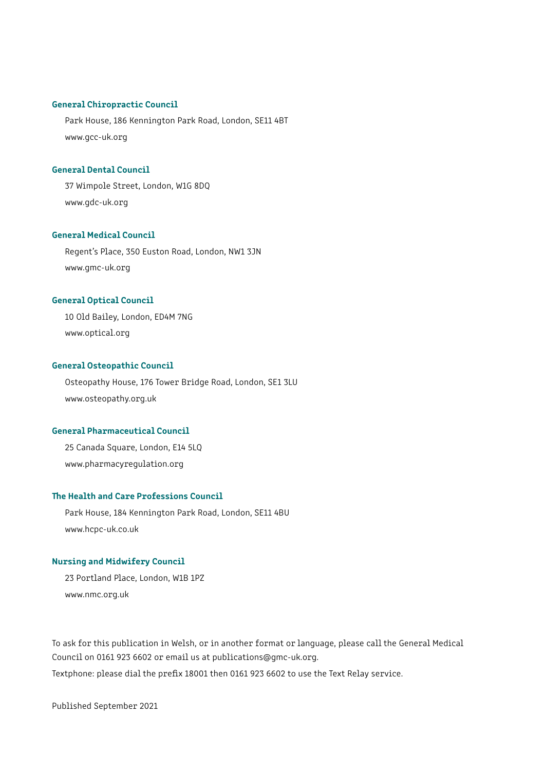**General Chiropractic Council**

Park House, 186 Kennington Park Road, London, SE11 4BT

www.gcc-uk.org

**General Dental Council**

37 Wimpole Street, London, W1G 8DQ

www.gdc-uk.org

**General Medical Council**

Regent's Place, 350 Euston Road, London, NW1 3JN

www.gmc-uk.org

**General Optical Council**

10 Old Bailey, London, ED4M 7NG

www.optical.org

**General Osteopathic Council**

Osteopathy House, 176 Tower Bridge Road, London, SE1 3LU

www.osteopathy.org.uk

**General Pharmaceutical Council**

25 Canada Square, London, E14 5LQ

www.pharmacyregulation.org

**The Health and Care Professions Council**

Park House, 184 Kennington Park Road, London, SE11 4BU

www.hcpc-uk.co.uk

**Nursing and Midwifery Council**

23 Portland Place, London, W1B 1PZ

www.nmc.org.uk

To ask for this publication in Welsh, or in another format or language, please call the General Medical Council on 0161 923 6602 or email us at publications@gmc-uk.org.

Textphone: please dial the prefix 18001 then 0161 923 6602 to use the Text Relay service.

Published September 2021